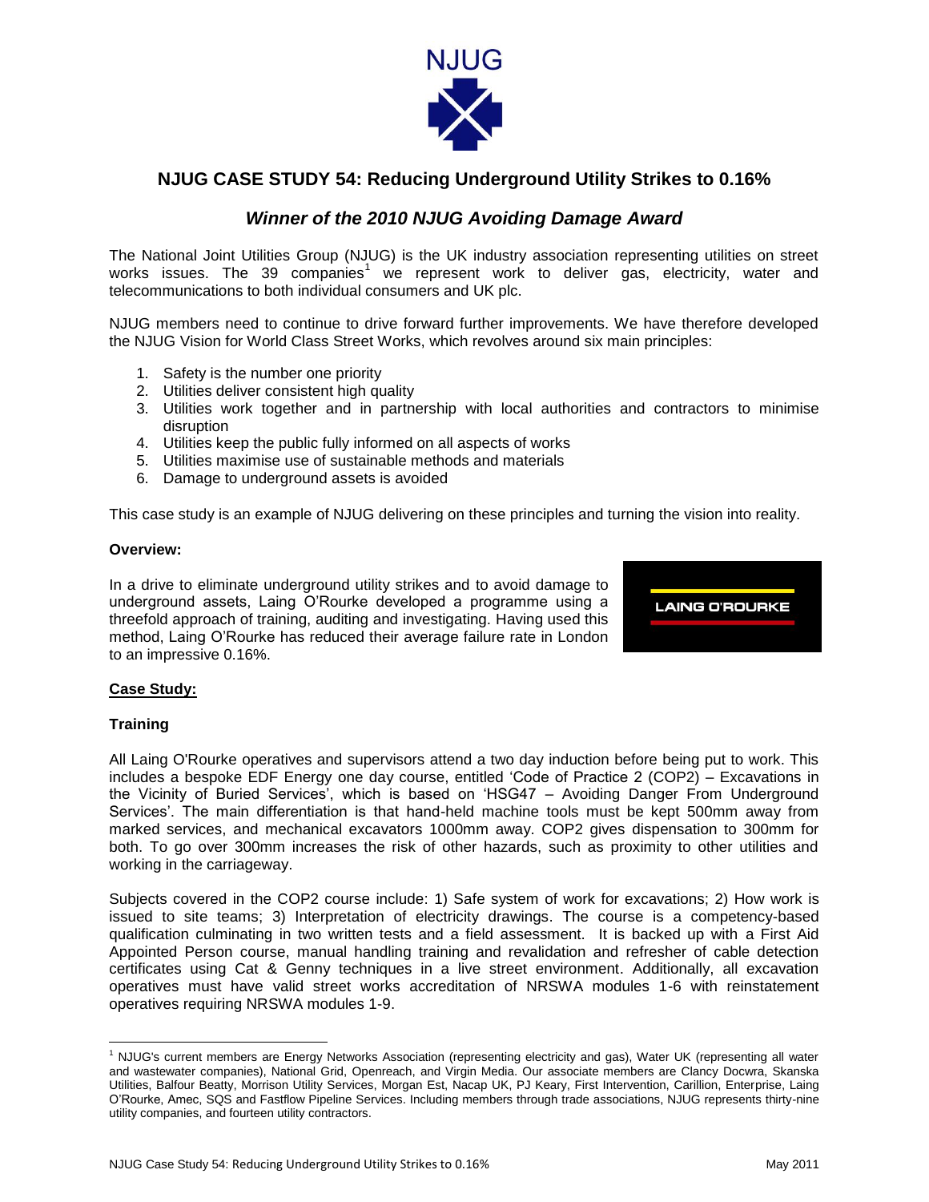NJUG

# NJUG CASE STUDY 54: Reducing Underground Utility Strikes to 0.16%

## *Winner of the 2010 NJUG Avoiding Damage Award*

The National Joint Utilities Group (NJUG) is the UK industry association representing utilities on street works issues. The 39 companies[1] we represent work to deliver gas, electricity, water and telecommunications to both individual consumers and UK plc.

NJUG members need to continue to drive forward further improvements. We have therefore developed the NJUG Vision for World Class Street Works, which revolves around six main principles:

1. Safety is the number one priority
2. Utilities deliver consistent high quality
3. Utilities work together and in partnership with local authorities and contractors to minimise disruption
4. Utilities keep the public fully informed on all aspects of works
5. Utilities maximise use of sustainable methods and materials
6. Damage to underground assets is avoided

This case study is an example of NJUG delivering on these principles and turning the vision into reality.

**Overview:**

In a drive to eliminate underground utility strikes and to avoid damage to underground assets, Laing O'Rourke developed a programme using a threefold approach of training, auditing and investigating. Having used this method, Laing O'Rourke has reduced their average failure rate in London to an impressive 0.16%.

LAING O'ROURKE

**Case Study:**

**Training**

All Laing O'Rourke operatives and supervisors attend a two day induction before being put to work. This includes a bespoke EDF Energy one day course, entitled 'Code of Practice 2 (COP2) – Excavations in the Vicinity of Buried Services', which is based on 'HSG47 – Avoiding Danger From Underground Services'. The main differentiation is that hand-held machine tools must be kept 500mm away from marked services, and mechanical excavators 1000mm away. COP2 gives dispensation to 300mm for both. To go over 300mm increases the risk of other hazards, such as proximity to other utilities and working in the carriageway.

Subjects covered in the COP2 course include: 1) Safe system of work for excavations; 2) How work is issued to site teams; 3) Interpretation of electricity drawings. The course is a competency-based qualification culminating in two written tests and a field assessment. It is backed up with a First Aid Appointed Person course, manual handling training and revalidation and refresher of cable detection certificates using Cat & Genny techniques in a live street environment. Additionally, all excavation operatives must have valid street works accreditation of NRSWA modules 1-6 with reinstatement operatives requiring NRSWA modules 1-9.

[1] NJUG's current members are Energy Networks Association (representing electricity and gas), Water UK (representing all water and wastewater companies), National Grid, Openreach, and Virgin Media. Our associate members are Clancy Docwra, Skanska Utilities, Balfour Beatty, Morrison Utility Services, Morgan Est, Nacap UK, PJ Keary, First Intervention, Carillion, Enterprise, Laing O'Rourke, Amec, SQS and Fastflow Pipeline Services. Including members through trade associations, NJUG represents thirty-nine utility companies, and fourteen utility contractors.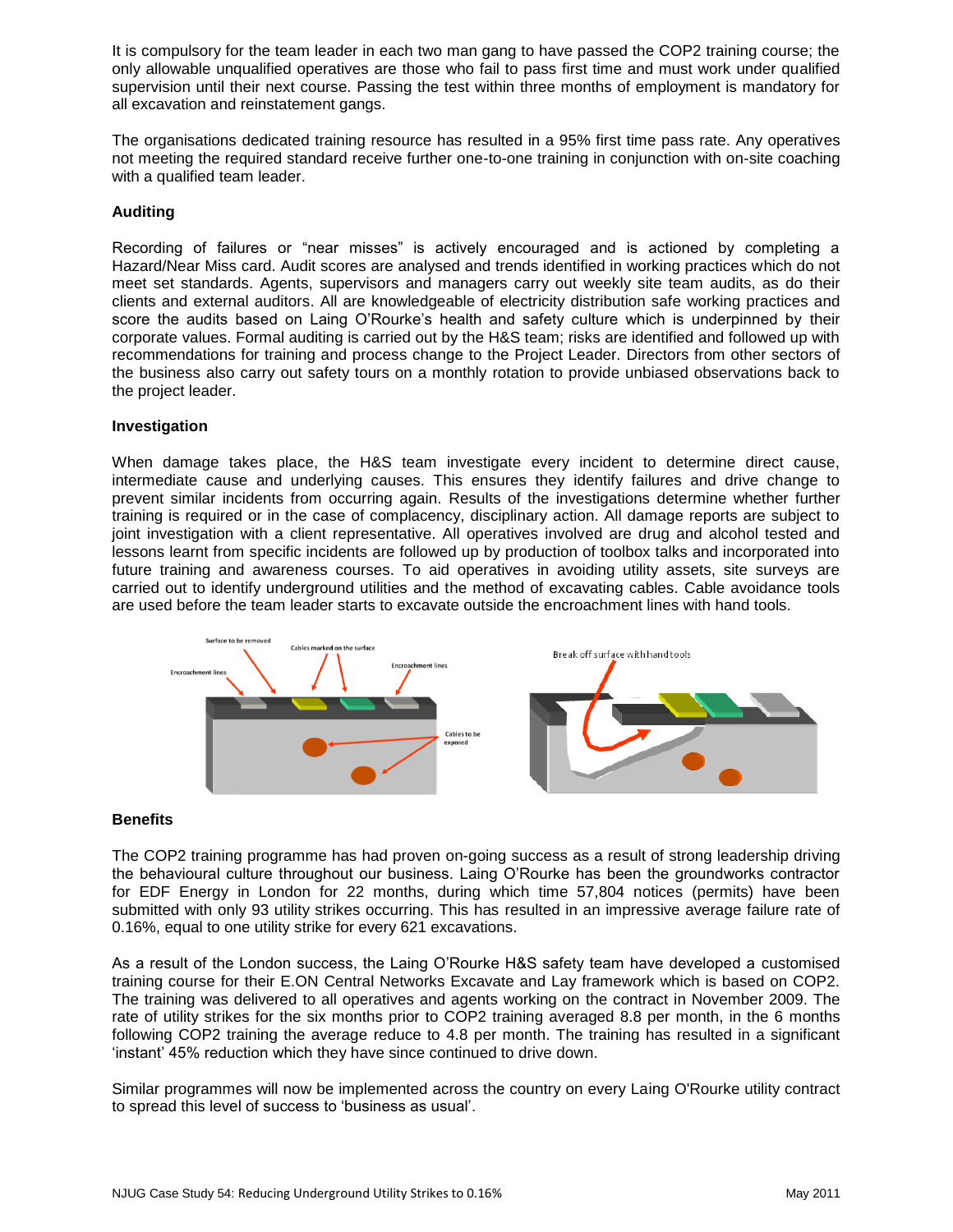It is compulsory for the team leader in each two man gang to have passed the COP2 training course; the only allowable unqualified operatives are those who fail to pass first time and must work under qualified supervision until their next course. Passing the test within three months of employment is mandatory for all excavation and reinstatement gangs.

The organisations dedicated training resource has resulted in a 95% first time pass rate. Any operatives not meeting the required standard receive further one-to-one training in conjunction with on-site coaching with a qualified team leader.

**Auditing**

Recording of failures or "near misses" is actively encouraged and is actioned by completing a Hazard/Near Miss card. Audit scores are analysed and trends identified in working practices which do not meet set standards. Agents, supervisors and managers carry out weekly site team audits, as do their clients and external auditors. All are knowledgeable of electricity distribution safe working practices and score the audits based on Laing O'Rourke's health and safety culture which is underpinned by their corporate values. Formal auditing is carried out by the H&S team; risks are identified and followed up with recommendations for training and process change to the Project Leader. Directors from other sectors of the business also carry out safety tours on a monthly rotation to provide unbiased observations back to the project leader.

**Investigation**

When damage takes place, the H&S team investigate every incident to determine direct cause, intermediate cause and underlying causes. This ensures they identify failures and drive change to prevent similar incidents from occurring again. Results of the investigations determine whether further training is required or in the case of complacency, disciplinary action. All damage reports are subject to joint investigation with a client representative. All operatives involved are drug and alcohol tested and lessons learnt from specific incidents are followed up by production of toolbox talks and incorporated into future training and awareness courses. To aid operatives in avoiding utility assets, site surveys are carried out to identify underground utilities and the method of excavating cables. Cable avoidance tools are used before the team leader starts to excavate outside the encroachment lines with hand tools.

Surface to be removed
Cables marked on the surface
Encroachment lines
Encroachment lines
Cables to be exposed
Break off surface with hand tools

**Benefits**

The COP2 training programme has had proven on-going success as a result of strong leadership driving the behavioural culture throughout our business. Laing O'Rourke has been the groundworks contractor for EDF Energy in London for 22 months, during which time 57,804 notices (permits) have been submitted with only 93 utility strikes occurring. This has resulted in an impressive average failure rate of 0.16%, equal to one utility strike for every 621 excavations.

As a result of the London success, the Laing O'Rourke H&S safety team have developed a customised training course for their E.ON Central Networks Excavate and Lay framework which is based on COP2. The training was delivered to all operatives and agents working on the contract in November 2009. The rate of utility strikes for the six months prior to COP2 training averaged 8.8 per month, in the 6 months following COP2 training the average reduce to 4.8 per month. The training has resulted in a significant 'instant' 45% reduction which they have since continued to drive down.

Similar programmes will now be implemented across the country on every Laing O'Rourke utility contract to spread this level of success to 'business as usual'.